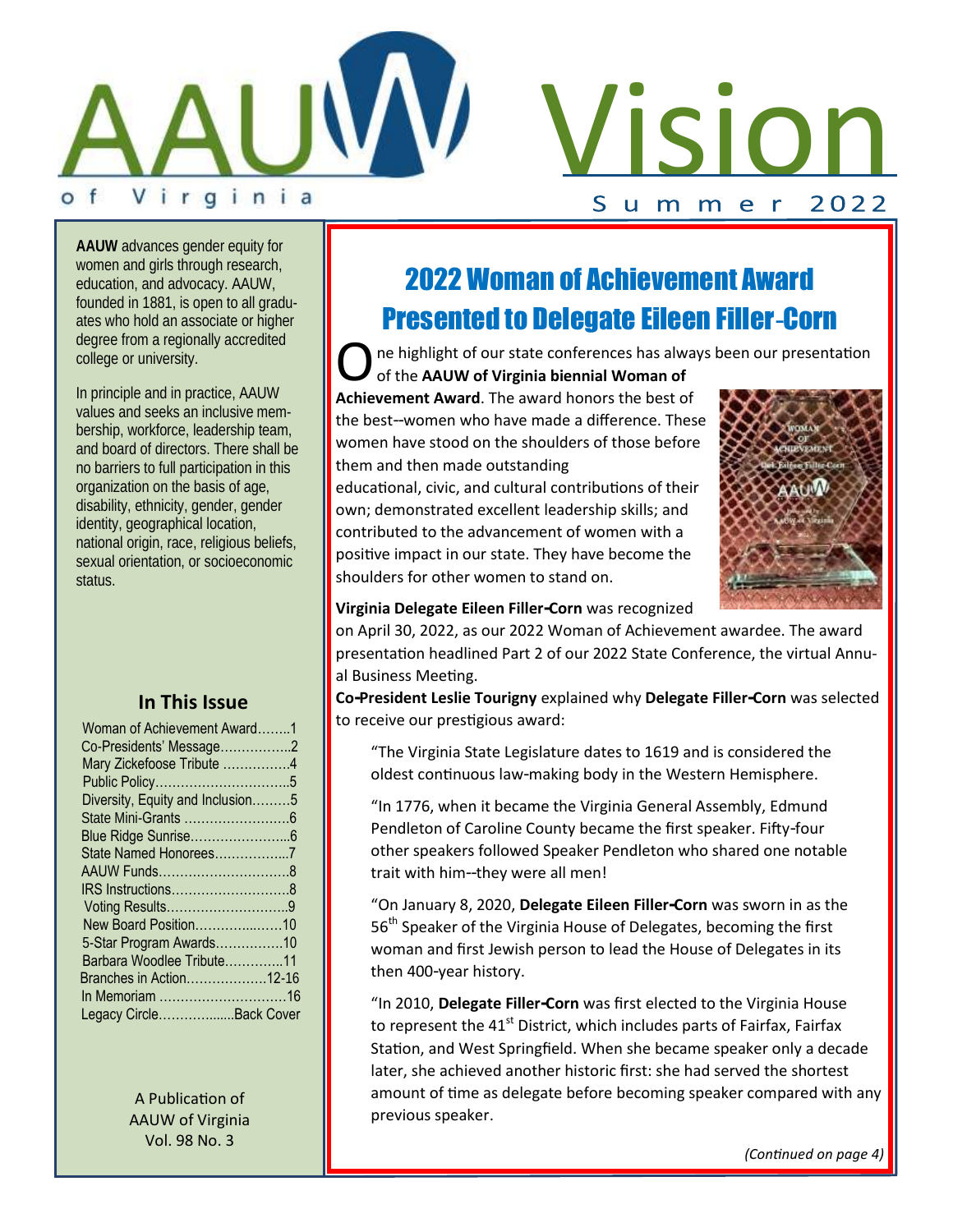# AAUW of Virginia Vision

Summer 2022

**AAUW** advances gender equity for women and girls through research, education, and advocacy. AAUW, founded in 1881, is open to all graduates who hold an associate or higher degree from a regionally accredited college or university.

In principle and in practice, AAUW values and seeks an inclusive membership, workforce, leadership team, and board of directors. There shall be no barriers to full participation in this organization on the basis of age, disability, ethnicity, gender, gender identity, geographical location, national origin, race, religious beliefs, sexual orientation, or socioeconomic status.

## In This Issue

| | |
|---|---|
| Woman of Achievement Award | 1 |
| Co-Presidents' Message | 2 |
| Mary Zickefoose Tribute | 4 |
| Public Policy | 5 |
| Diversity, Equity and Inclusion | 5 |
| State Mini-Grants | 6 |
| Blue Ridge Sunrise | 6 |
| State Named Honorees | 7 |
| AAUW Funds | 8 |
| IRS Instructions | 8 |
| Voting Results | 9 |
| New Board Position | 10 |
| 5-Star Program Awards | 10 |
| Barbara Woodlee Tribute | 11 |
| Branches in Action | 12-16 |
| In Memoriam | 16 |
| Legacy Circle | Back Cover |

A Publication of AAUW of Virginia Vol. 98 No. 3

## 2022 Woman of Achievement Award Presented to Delegate Eileen Filler-Corn

One highlight of our state conferences has always been our presentation of the **AAUW of Virginia biennial Woman of Achievement Award**. The award honors the best of the best--women who have made a difference. These women have stood on the shoulders of those before them and then made outstanding educational, civic, and cultural contributions of their own; demonstrated excellent leadership skills; and contributed to the advancement of women with a positive impact in our state. They have become the shoulders for other women to stand on.

**Virginia Delegate Eileen Filler-Corn** was recognized on April 30, 2022, as our 2022 Woman of Achievement awardee. The award presentation headlined Part 2 of our 2022 State Conference, the virtual Annual Business Meeting.

**Co-President Leslie Tourigny** explained why **Delegate Filler-Corn** was selected to receive our prestigious award:

"The Virginia State Legislature dates to 1619 and is considered the oldest continuous law-making body in the Western Hemisphere.

"In 1776, when it became the Virginia General Assembly, Edmund Pendleton of Caroline County became the first speaker. Fifty-four other speakers followed Speaker Pendleton who shared one notable trait with him--they were all men!

"On January 8, 2020, **Delegate Eileen Filler-Corn** was sworn in as the 56th Speaker of the Virginia House of Delegates, becoming the first woman and first Jewish person to lead the House of Delegates in its then 400-year history.

"In 2010, **Delegate Filler-Corn** was first elected to the Virginia House to represent the 41st District, which includes parts of Fairfax, Fairfax Station, and West Springfield. When she became speaker only a decade later, she achieved another historic first: she had served the shortest amount of time as delegate before becoming speaker compared with any previous speaker.

*(Continued on page 4)*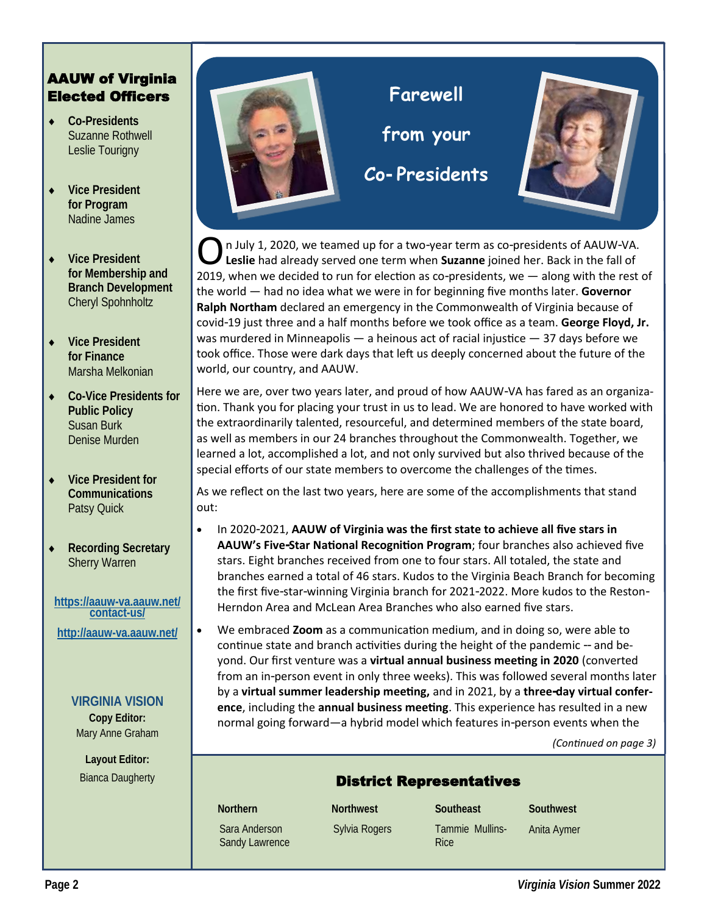## AAUW of Virginia Elected Officers

- **Co-Presidents**
  Suzanne Rothwell
  Leslie Tourigny
- **Vice President for Program**
  Nadine James
- **Vice President for Membership and Branch Development**
  Cheryl Spohnholtz
- **Vice President for Finance**
  Marsha Melkonian
- **Co-Vice Presidents for Public Policy**
  Susan Burk
  Denise Murden
- **Vice President for Communications**
  Patsy Quick
- **Recording Secretary**
  Sherry Warren

https://aauw-va.aauw.net/contact-us/

http://aauw-va.aauw.net/

**VIRGINIA VISION**

**Copy Editor:**
Mary Anne Graham

**Layout Editor:**
Bianca Daugherty

# Farewell from your Co-Presidents

On July 1, 2020, we teamed up for a two-year term as co-presidents of AAUW-VA. **Leslie** had already served one term when **Suzanne** joined her. Back in the fall of 2019, when we decided to run for election as co-presidents, we — along with the rest of the world — had no idea what we were in for beginning five months later. **Governor Ralph Northam** declared an emergency in the Commonwealth of Virginia because of covid-19 just three and a half months before we took office as a team. **George Floyd, Jr.** was murdered in Minneapolis — a heinous act of racial injustice — 37 days before we took office. Those were dark days that left us deeply concerned about the future of the world, our country, and AAUW.

Here we are, over two years later, and proud of how AAUW-VA has fared as an organization. Thank you for placing your trust in us to lead. We are honored to have worked with the extraordinarily talented, resourceful, and determined members of the state board, as well as members in our 24 branches throughout the Commonwealth. Together, we learned a lot, accomplished a lot, and not only survived but also thrived because of the special efforts of our state members to overcome the challenges of the times.

As we reflect on the last two years, here are some of the accomplishments that stand out:

- In 2020-2021, **AAUW of Virginia was the first state to achieve all five stars in AAUW's Five-Star National Recognition Program**; four branches also achieved five stars. Eight branches received from one to four stars. All totaled, the state and branches earned a total of 46 stars. Kudos to the Virginia Beach Branch for becoming the first five-star-winning Virginia branch for 2021-2022. More kudos to the Reston-Herndon Area and McLean Area Branches who also earned five stars.
- We embraced **Zoom** as a communication medium, and in doing so, were able to continue state and branch activities during the height of the pandemic -- and beyond. Our first venture was a **virtual annual business meeting in 2020** (converted from an in-person event in only three weeks). This was followed several months later by a **virtual summer leadership meeting,** and in 2021, by a **three-day virtual conference**, including the **annual business meeting**. This experience has resulted in a new normal going forward—a hybrid model which features in-person events when the

*(Continued on page 3)*

## District Representatives

| Northern | Northwest | Southeast | Southwest |
|---|---|---|---|
| Sara Anderson<br>Sandy Lawrence | Sylvia Rogers | Tammie Mullins-Rice | Anita Aymer |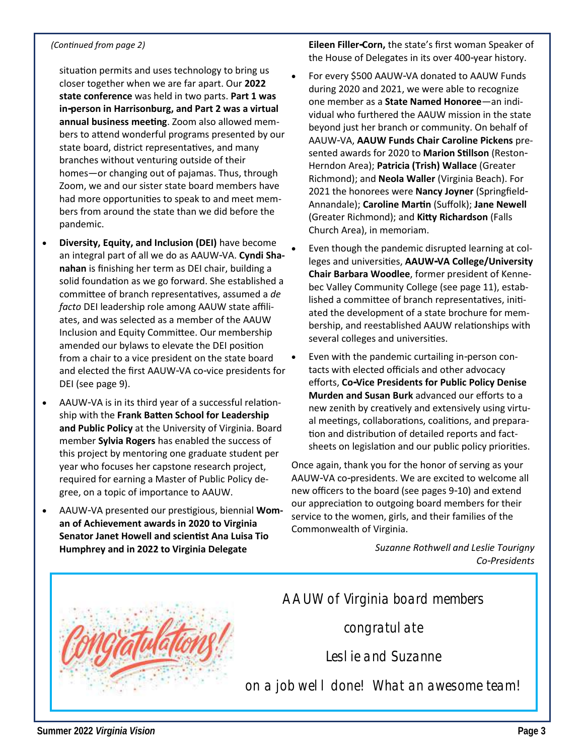*(Continued from page 2)*

situation permits and uses technology to bring us closer together when we are far apart. Our **2022 state conference** was held in two parts. **Part 1 was in-person in Harrisonburg, and Part 2 was a virtual annual business meeting**. Zoom also allowed members to attend wonderful programs presented by our state board, district representatives, and many branches without venturing outside of their homes—or changing out of pajamas. Thus, through Zoom, we and our sister state board members have had more opportunities to speak to and meet members from around the state than we did before the pandemic.

- **Diversity, Equity, and Inclusion (DEI)** have become an integral part of all we do as AAUW-VA. **Cyndi Shanahan** is finishing her term as DEI chair, building a solid foundation as we go forward. She established a committee of branch representatives, assumed a *de facto* DEI leadership role among AAUW state affiliates, and was selected as a member of the AAUW Inclusion and Equity Committee. Our membership amended our bylaws to elevate the DEI position from a chair to a vice president on the state board and elected the first AAUW-VA co-vice presidents for DEI (see page 9).
- AAUW-VA is in its third year of a successful relationship with the **Frank Batten School for Leadership and Public Policy** at the University of Virginia. Board member **Sylvia Rogers** has enabled the success of this project by mentoring one graduate student per year who focuses her capstone research project, required for earning a Master of Public Policy degree, on a topic of importance to AAUW.
- AAUW-VA presented our prestigious, biennial **Woman of Achievement awards in 2020 to Virginia Senator Janet Howell and scientist Ana Luisa Tio Humphrey and in 2022 to Virginia Delegate Eileen Filler-Corn,** the state's first woman Speaker of the House of Delegates in its over 400-year history.
- For every $500 AAUW-VA donated to AAUW Funds during 2020 and 2021, we were able to recognize one member as a **State Named Honoree**—an individual who furthered the AAUW mission in the state beyond just her branch or community. On behalf of AAUW-VA, **AAUW Funds Chair Caroline Pickens** presented awards for 2020 to **Marion Stillson** (Reston-Herndon Area); **Patricia (Trish) Wallace** (Greater Richmond); and **Neola Waller** (Virginia Beach). For 2021 the honorees were **Nancy Joyner** (Springfield-Annandale); **Caroline Martin** (Suffolk); **Jane Newell** (Greater Richmond); and **Kitty Richardson** (Falls Church Area), in memoriam.
- Even though the pandemic disrupted learning at colleges and universities, **AAUW-VA College/University Chair Barbara Woodlee**, former president of Kennebec Valley Community College (see page 11), established a committee of branch representatives, initiated the development of a state brochure for membership, and reestablished AAUW relationships with several colleges and universities.
- Even with the pandemic curtailing in-person contacts with elected officials and other advocacy efforts, **Co-Vice Presidents for Public Policy Denise Murden and Susan Burk** advanced our efforts to a new zenith by creatively and extensively using virtual meetings, collaborations, coalitions, and preparation and distribution of detailed reports and fact-sheets on legislation and our public policy priorities.

Once again, thank you for the honor of serving as your AAUW-VA co-presidents. We are excited to welcome all new officers to the board (see pages 9-10) and extend our appreciation to outgoing board members for their service to the women, girls, and their families of the Commonwealth of Virginia.

*Suzanne Rothwell and Leslie Tourigny*
*Co-Presidents*

Congratulations!

AAUW of Virginia board members

congratulate

Leslie and Suzanne

on a job well done! What an awesome team!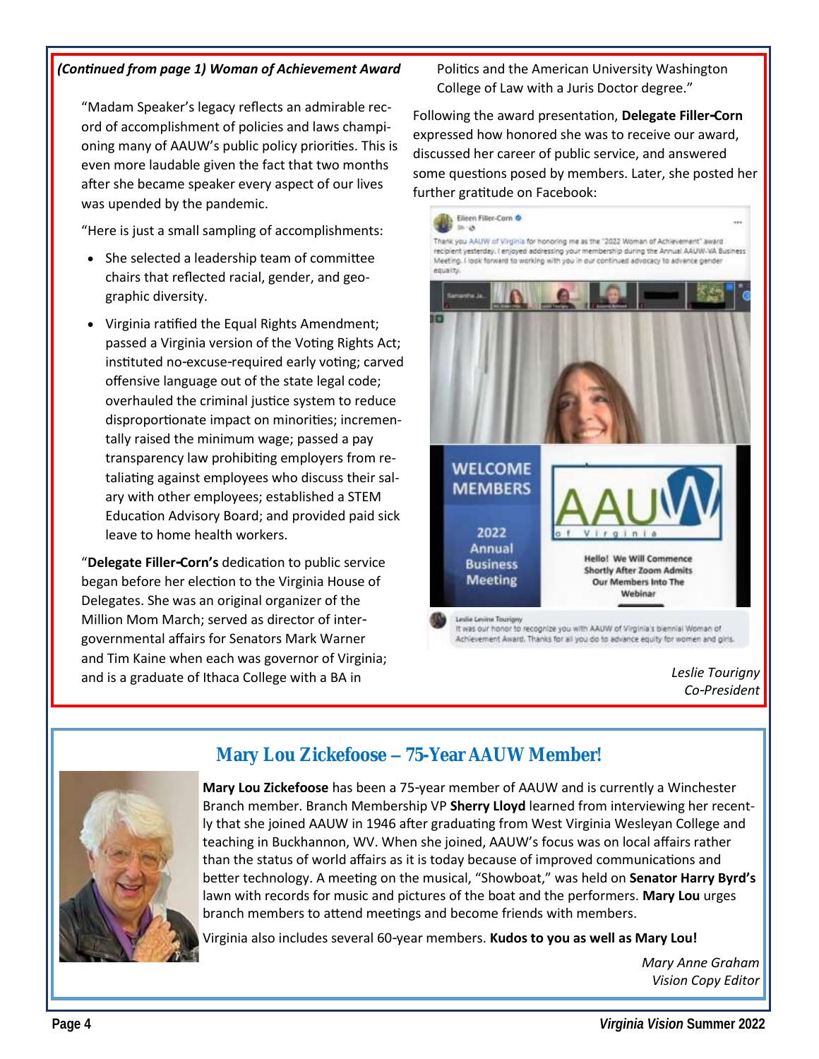***(Continued from page 1) Woman of Achievement Award***

"Madam Speaker's legacy reflects an admirable record of accomplishment of policies and laws championing many of AAUW's public policy priorities. This is even more laudable given the fact that two months after she became speaker every aspect of our lives was upended by the pandemic.

"Here is just a small sampling of accomplishments:

- She selected a leadership team of committee chairs that reflected racial, gender, and geographic diversity.
- Virginia ratified the Equal Rights Amendment; passed a Virginia version of the Voting Rights Act; instituted no-excuse-required early voting; carved offensive language out of the state legal code; overhauled the criminal justice system to reduce disproportionate impact on minorities; incrementally raised the minimum wage; passed a pay transparency law prohibiting employers from retaliating against employees who discuss their salary with other employees; established a STEM Education Advisory Board; and provided paid sick leave to home health workers.

"**Delegate Filler-Corn's** dedication to public service began before her election to the Virginia House of Delegates. She was an original organizer of the Million Mom March; served as director of intergovernmental affairs for Senators Mark Warner and Tim Kaine when each was governor of Virginia; and is a graduate of Ithaca College with a BA in Politics and the American University Washington College of Law with a Juris Doctor degree."

Following the award presentation, **Delegate Filler-Corn** expressed how honored she was to receive our award, discussed her career of public service, and answered some questions posed by members. Later, she posted her further gratitude on Facebook:

Eileen Filler-Corn

Thank you AAUW of Virginia for honoring me as the "2022 Woman of Achievement" award recipient yesterday. I enjoyed addressing your membership during the Annual AAUW-VA Business Meeting. I look forward to working with you in our continued advocacy to advance gender equality.

WELCOME MEMBERS

2022 Annual Business Meeting

AAUW of Virginia

Hello! We Will Commence Shortly After Zoom Admits Our Members Into The Webinar

Leslie Levine Tourigny

It was our honor to recognize you with AAUW of Virginia's biennial Woman of Achievement Award. Thanks for all you do to advance equity for women and girls.

*Leslie Tourigny*
*Co-President*

## Mary Lou Zickefoose – 75-Year AAUW Member!

**Mary Lou Zickefoose** has been a 75-year member of AAUW and is currently a Winchester Branch member. Branch Membership VP **Sherry Lloyd** learned from interviewing her recently that she joined AAUW in 1946 after graduating from West Virginia Wesleyan College and teaching in Buckhannon, WV. When she joined, AAUW's focus was on local affairs rather than the status of world affairs as it is today because of improved communications and better technology. A meeting on the musical, "Showboat," was held on **Senator Harry Byrd's** lawn with records for music and pictures of the boat and the performers. **Mary Lou** urges branch members to attend meetings and become friends with members.

Virginia also includes several 60-year members. **Kudos to you as well as Mary Lou!**

*Mary Anne Graham*
*Vision Copy Editor*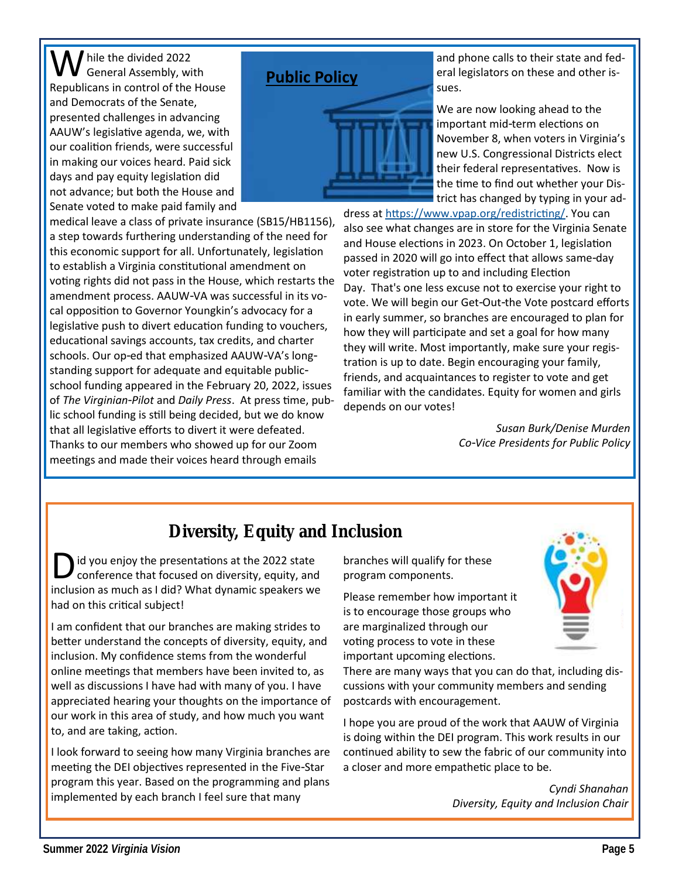## Public Policy

While the divided 2022 General Assembly, with Republicans in control of the House and Democrats of the Senate, presented challenges in advancing AAUW's legislative agenda, we, with our coalition friends, were successful in making our voices heard. Paid sick days and pay equity legislation did not advance; but both the House and Senate voted to make paid family and medical leave a class of private insurance (SB15/HB1156), a step towards furthering understanding of the need for this economic support for all. Unfortunately, legislation to establish a Virginia constitutional amendment on voting rights did not pass in the House, which restarts the amendment process. AAUW-VA was successful in its vocal opposition to Governor Youngkin's advocacy for a legislative push to divert education funding to vouchers, educational savings accounts, tax credits, and charter schools. Our op-ed that emphasized AAUW-VA's long-standing support for adequate and equitable public-school funding appeared in the February 20, 2022, issues of *The Virginian-Pilot* and *Daily Press*. At press time, public school funding is still being decided, but we do know that all legislative efforts to divert it were defeated. Thanks to our members who showed up for our Zoom meetings and made their voices heard through emails and phone calls to their state and federal legislators on these and other issues.

We are now looking ahead to the important mid-term elections on November 8, when voters in Virginia's new U.S. Congressional Districts elect their federal representatives. Now is the time to find out whether your District has changed by typing in your address at https://www.vpap.org/redistricting/. You can also see what changes are in store for the Virginia Senate and House elections in 2023. On October 1, legislation passed in 2020 will go into effect that allows same-day voter registration up to and including Election Day. That's one less excuse not to exercise your right to vote. We will begin our Get-Out-the Vote postcard efforts in early summer, so branches are encouraged to plan for how they will participate and set a goal for how many they will write. Most importantly, make sure your registration is up to date. Begin encouraging your family, friends, and acquaintances to register to vote and get familiar with the candidates. Equity for women and girls depends on our votes!

*Susan Burk/Denise Murden*
*Co-Vice Presidents for Public Policy*

## Diversity, Equity and Inclusion

Did you enjoy the presentations at the 2022 state conference that focused on diversity, equity, and inclusion as much as I did? What dynamic speakers we had on this critical subject!

I am confident that our branches are making strides to better understand the concepts of diversity, equity, and inclusion. My confidence stems from the wonderful online meetings that members have been invited to, as well as discussions I have had with many of you. I have appreciated hearing your thoughts on the importance of our work in this area of study, and how much you want to, and are taking, action.

I look forward to seeing how many Virginia branches are meeting the DEI objectives represented in the Five-Star program this year. Based on the programming and plans implemented by each branch I feel sure that many branches will qualify for these program components.

Please remember how important it is to encourage those groups who are marginalized through our voting process to vote in these important upcoming elections. There are many ways that you can do that, including discussions with your community members and sending postcards with encouragement.

I hope you are proud of the work that AAUW of Virginia is doing within the DEI program. This work results in our continued ability to sew the fabric of our community into a closer and more empathetic place to be.

*Cyndi Shanahan*
*Diversity, Equity and Inclusion Chair*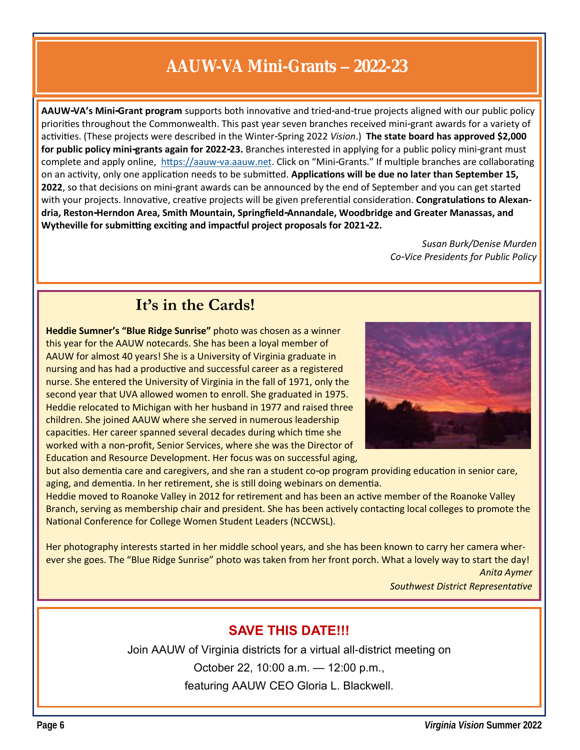# AAUW-VA Mini-Grants – 2022-23

**AAUW-VA's Mini-Grant program** supports both innovative and tried-and-true projects aligned with our public policy priorities throughout the Commonwealth. This past year seven branches received mini-grant awards for a variety of activities. (These projects were described in the Winter-Spring 2022 *Vision*.) **The state board has approved $2,000 for public policy mini-grants again for 2022-23.** Branches interested in applying for a public policy mini-grant must complete and apply online, https://aauw-va.aauw.net. Click on "Mini-Grants." If multiple branches are collaborating on an activity, only one application needs to be submitted. **Applications will be due no later than September 15, 2022**, so that decisions on mini-grant awards can be announced by the end of September and you can get started with your projects. Innovative, creative projects will be given preferential consideration. **Congratulations to Alexandria, Reston-Herndon Area, Smith Mountain, Springfield-Annandale, Woodbridge and Greater Manassas, and Wytheville for submitting exciting and impactful project proposals for 2021-22.**

*Susan Burk/Denise Murden*
*Co-Vice Presidents for Public Policy*

## It's in the Cards!

**Heddie Sumner's "Blue Ridge Sunrise"** photo was chosen as a winner this year for the AAUW notecards. She has been a loyal member of AAUW for almost 40 years! She is a University of Virginia graduate in nursing and has had a productive and successful career as a registered nurse. She entered the University of Virginia in the fall of 1971, only the second year that UVA allowed women to enroll. She graduated in 1975. Heddie relocated to Michigan with her husband in 1977 and raised three children. She joined AAUW where she served in numerous leadership capacities. Her career spanned several decades during which time she worked with a non-profit, Senior Services, where she was the Director of Education and Resource Development. Her focus was on successful aging, but also dementia care and caregivers, and she ran a student co-op program providing education in senior care, aging, and dementia. In her retirement, she is still doing webinars on dementia.
Heddie moved to Roanoke Valley in 2012 for retirement and has been an active member of the Roanoke Valley Branch, serving as membership chair and president. She has been actively contacting local colleges to promote the National Conference for College Women Student Leaders (NCCWSL).

Her photography interests started in her middle school years, and she has been known to carry her camera wherever she goes. The "Blue Ridge Sunrise" photo was taken from her front porch. What a lovely way to start the day!

*Anita Aymer*
*Southwest District Representative*

## SAVE THIS DATE!!!

Join AAUW of Virginia districts for a virtual all-district meeting on

October 22, 10:00 a.m. — 12:00 p.m.,

featuring AAUW CEO Gloria L. Blackwell.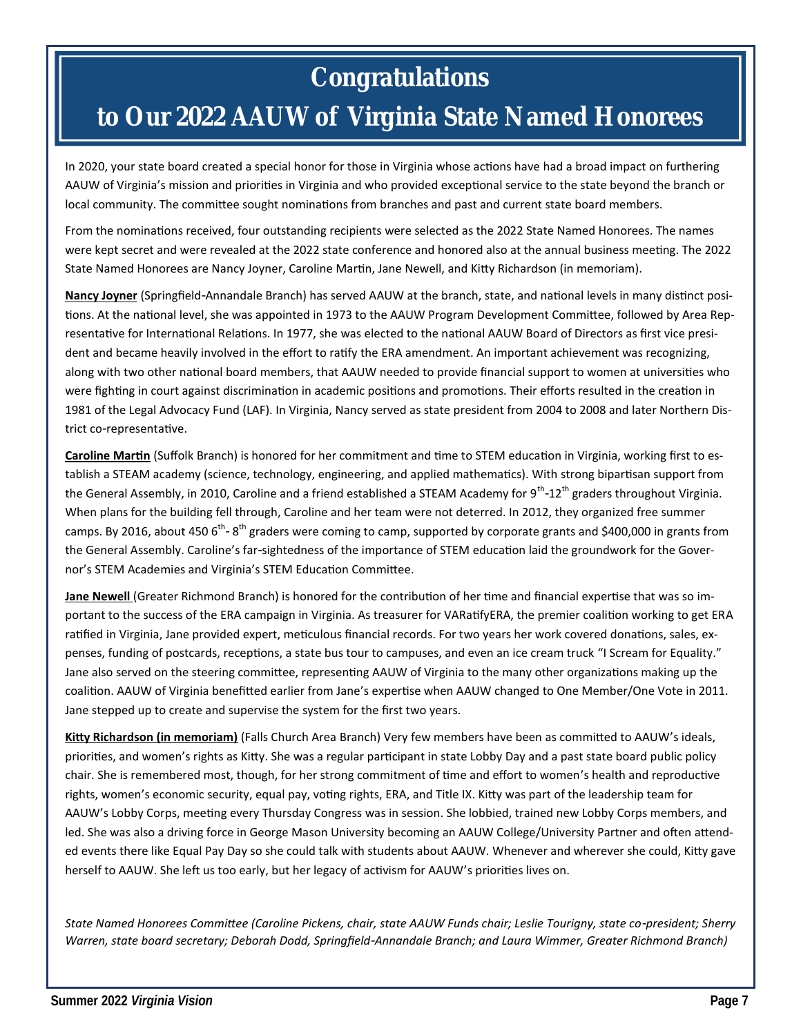# Congratulations

# to Our 2022 AAUW of Virginia State Named Honorees

In 2020, your state board created a special honor for those in Virginia whose actions have had a broad impact on furthering AAUW of Virginia's mission and priorities in Virginia and who provided exceptional service to the state beyond the branch or local community. The committee sought nominations from branches and past and current state board members.

From the nominations received, four outstanding recipients were selected as the 2022 State Named Honorees. The names were kept secret and were revealed at the 2022 state conference and honored also at the annual business meeting. The 2022 State Named Honorees are Nancy Joyner, Caroline Martin, Jane Newell, and Kitty Richardson (in memoriam).

**Nancy Joyner** (Springfield-Annandale Branch) has served AAUW at the branch, state, and national levels in many distinct positions. At the national level, she was appointed in 1973 to the AAUW Program Development Committee, followed by Area Representative for International Relations. In 1977, she was elected to the national AAUW Board of Directors as first vice president and became heavily involved in the effort to ratify the ERA amendment. An important achievement was recognizing, along with two other national board members, that AAUW needed to provide financial support to women at universities who were fighting in court against discrimination in academic positions and promotions. Their efforts resulted in the creation in 1981 of the Legal Advocacy Fund (LAF). In Virginia, Nancy served as state president from 2004 to 2008 and later Northern District co-representative.

**Caroline Martin** (Suffolk Branch) is honored for her commitment and time to STEM education in Virginia, working first to establish a STEAM academy (science, technology, engineering, and applied mathematics). With strong bipartisan support from the General Assembly, in 2010, Caroline and a friend established a STEAM Academy for 9th-12th graders throughout Virginia. When plans for the building fell through, Caroline and her team were not deterred. In 2012, they organized free summer camps. By 2016, about 450 6th- 8th graders were coming to camp, supported by corporate grants and $400,000 in grants from the General Assembly. Caroline's far-sightedness of the importance of STEM education laid the groundwork for the Governor's STEM Academies and Virginia's STEM Education Committee.

**Jane Newell** (Greater Richmond Branch) is honored for the contribution of her time and financial expertise that was so important to the success of the ERA campaign in Virginia. As treasurer for VARatifyERA, the premier coalition working to get ERA ratified in Virginia, Jane provided expert, meticulous financial records. For two years her work covered donations, sales, expenses, funding of postcards, receptions, a state bus tour to campuses, and even an ice cream truck "I Scream for Equality." Jane also served on the steering committee, representing AAUW of Virginia to the many other organizations making up the coalition. AAUW of Virginia benefitted earlier from Jane's expertise when AAUW changed to One Member/One Vote in 2011. Jane stepped up to create and supervise the system for the first two years.

**Kitty Richardson (in memoriam)** (Falls Church Area Branch) Very few members have been as committed to AAUW's ideals, priorities, and women's rights as Kitty. She was a regular participant in state Lobby Day and a past state board public policy chair. She is remembered most, though, for her strong commitment of time and effort to women's health and reproductive rights, women's economic security, equal pay, voting rights, ERA, and Title IX. Kitty was part of the leadership team for AAUW's Lobby Corps, meeting every Thursday Congress was in session. She lobbied, trained new Lobby Corps members, and led. She was also a driving force in George Mason University becoming an AAUW College/University Partner and often attended events there like Equal Pay Day so she could talk with students about AAUW. Whenever and wherever she could, Kitty gave herself to AAUW. She left us too early, but her legacy of activism for AAUW's priorities lives on.

*State Named Honorees Committee (Caroline Pickens, chair, state AAUW Funds chair; Leslie Tourigny, state co-president; Sherry Warren, state board secretary; Deborah Dodd, Springfield-Annandale Branch; and Laura Wimmer, Greater Richmond Branch)*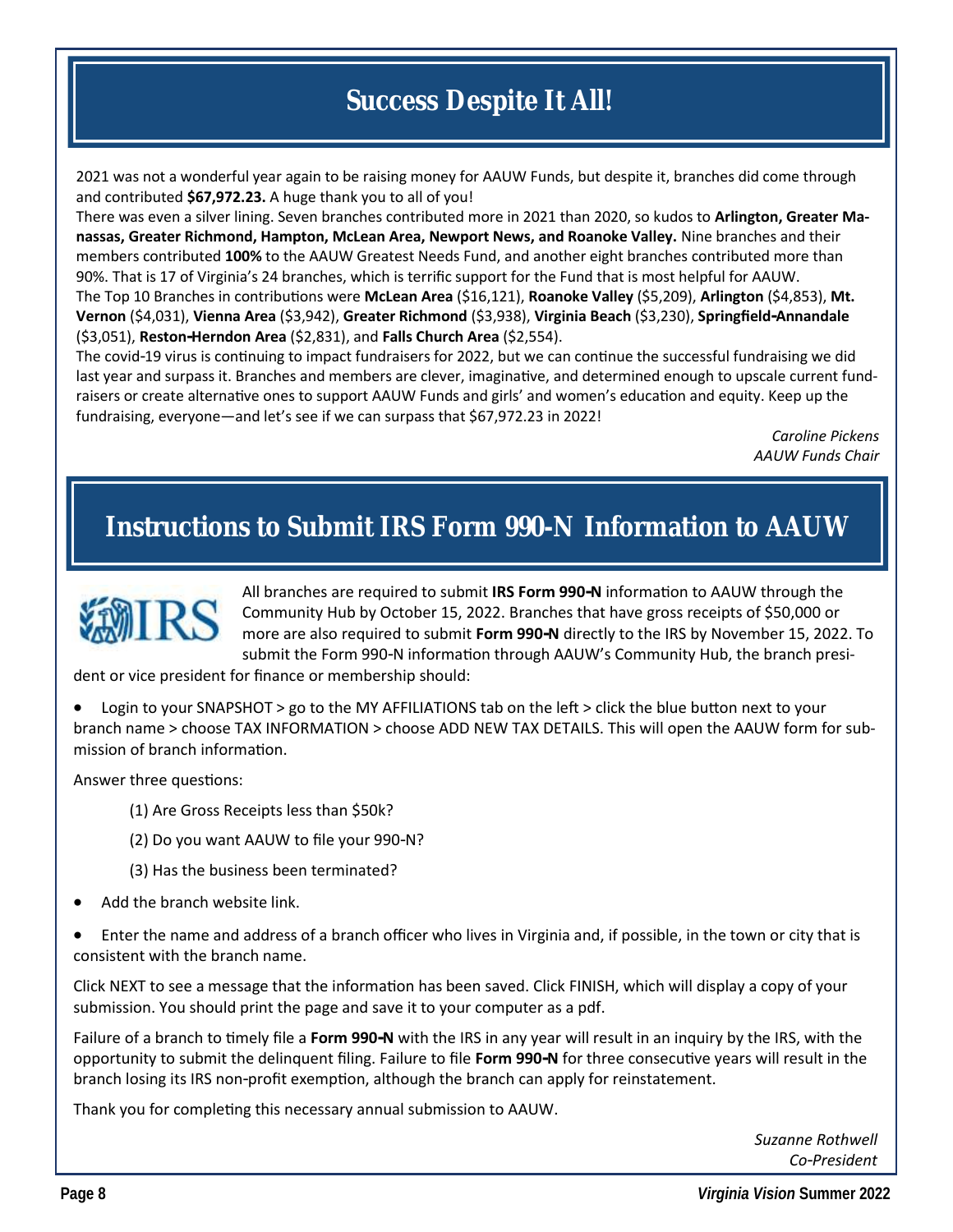## Success Despite It All!

2021 was not a wonderful year again to be raising money for AAUW Funds, but despite it, branches did come through and contributed **$67,972.23.** A huge thank you to all of you!

There was even a silver lining. Seven branches contributed more in 2021 than 2020, so kudos to **Arlington, Greater Manassas, Greater Richmond, Hampton, McLean Area, Newport News, and Roanoke Valley.** Nine branches and their members contributed **100%** to the AAUW Greatest Needs Fund, and another eight branches contributed more than 90%. That is 17 of Virginia's 24 branches, which is terrific support for the Fund that is most helpful for AAUW.

The Top 10 Branches in contributions were **McLean Area** ($16,121), **Roanoke Valley** ($5,209), **Arlington** ($4,853), **Mt. Vernon** ($4,031), **Vienna Area** ($3,942), **Greater Richmond** ($3,938), **Virginia Beach** ($3,230), **Springfield-Annandale** ($3,051), **Reston-Herndon Area** ($2,831), and **Falls Church Area** ($2,554).

The covid-19 virus is continuing to impact fundraisers for 2022, but we can continue the successful fundraising we did last year and surpass it. Branches and members are clever, imaginative, and determined enough to upscale current fundraisers or create alternative ones to support AAUW Funds and girls' and women's education and equity. Keep up the fundraising, everyone—and let's see if we can surpass that $67,972.23 in 2022!

*Caroline Pickens*
*AAUW Funds Chair*

## Instructions to Submit IRS Form 990-N Information to AAUW

All branches are required to submit **IRS Form 990-N** information to AAUW through the Community Hub by October 15, 2022. Branches that have gross receipts of $50,000 or more are also required to submit **Form 990-N** directly to the IRS by November 15, 2022. To submit the Form 990-N information through AAUW's Community Hub, the branch president or vice president for finance or membership should:

- Login to your SNAPSHOT > go to the MY AFFILIATIONS tab on the left > click the blue button next to your branch name > choose TAX INFORMATION > choose ADD NEW TAX DETAILS. This will open the AAUW form for submission of branch information.

Answer three questions:

(1) Are Gross Receipts less than $50k?

(2) Do you want AAUW to file your 990-N?

(3) Has the business been terminated?

- Add the branch website link.
- Enter the name and address of a branch officer who lives in Virginia and, if possible, in the town or city that is consistent with the branch name.

Click NEXT to see a message that the information has been saved. Click FINISH, which will display a copy of your submission. You should print the page and save it to your computer as a pdf.

Failure of a branch to timely file a **Form 990-N** with the IRS in any year will result in an inquiry by the IRS, with the opportunity to submit the delinquent filing. Failure to file **Form 990-N** for three consecutive years will result in the branch losing its IRS non-profit exemption, although the branch can apply for reinstatement.

Thank you for completing this necessary annual submission to AAUW.

*Suzanne Rothwell*
*Co-President*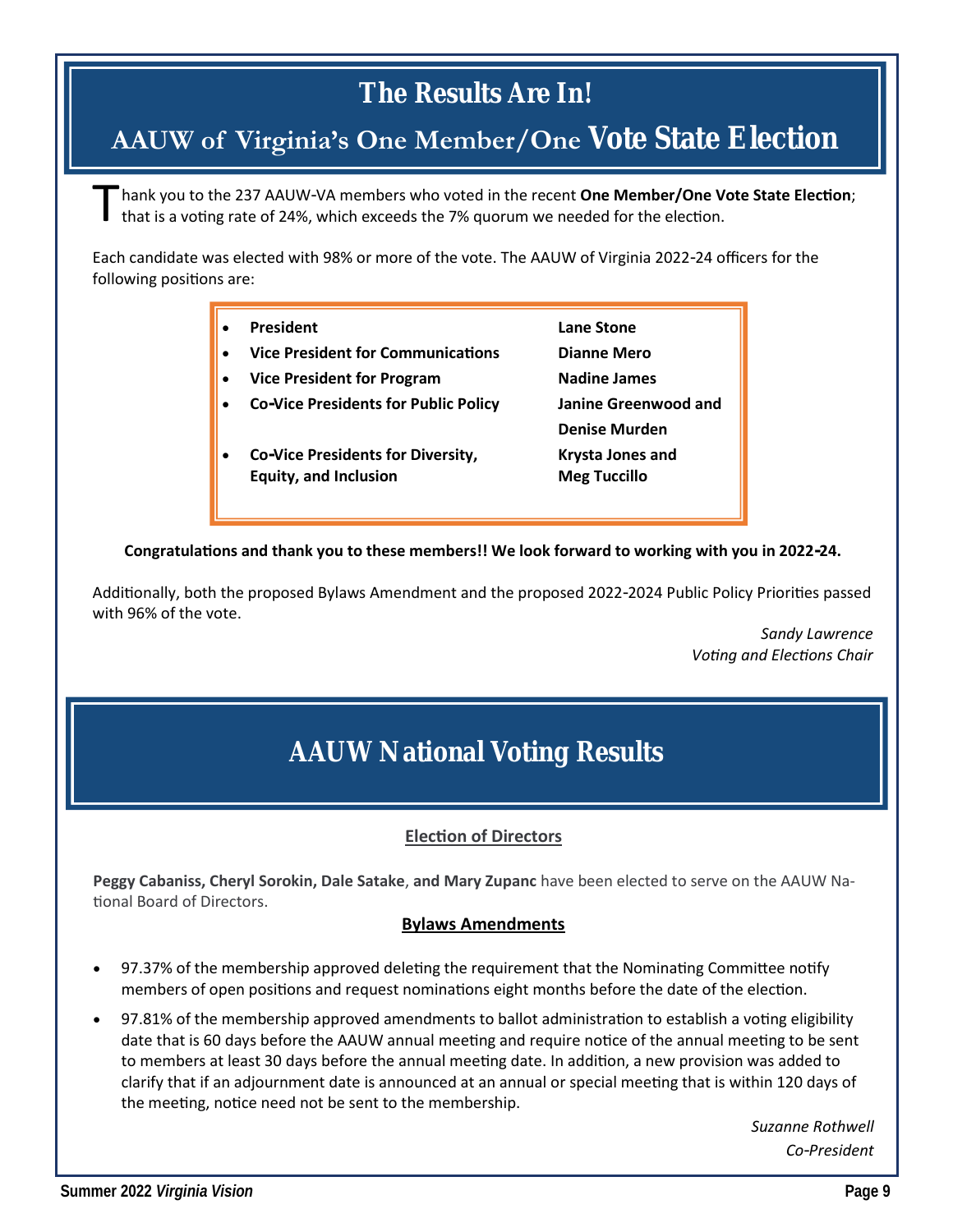# The Results Are In!

## AAUW of Virginia's One Member/One Vote State Election

Thank you to the 237 AAUW-VA members who voted in the recent **One Member/One Vote State Election**; that is a voting rate of 24%, which exceeds the 7% quorum we needed for the election.

Each candidate was elected with 98% or more of the vote. The AAUW of Virginia 2022-24 officers for the following positions are:

- **President** — **Lane Stone**
- **Vice President for Communications** — **Dianne Mero**
- **Vice President for Program** — **Nadine James**
- **Co-Vice Presidents for Public Policy** — **Janine Greenwood and Denise Murden**
- **Co-Vice Presidents for Diversity, Equity, and Inclusion** — **Krysta Jones and Meg Tuccillo**

**Congratulations and thank you to these members!! We look forward to working with you in 2022-24.**

Additionally, both the proposed Bylaws Amendment and the proposed 2022-2024 Public Policy Priorities passed with 96% of the vote.

*Sandy Lawrence*
*Voting and Elections Chair*

# AAUW National Voting Results

**Election of Directors**

**Peggy Cabaniss, Cheryl Sorokin, Dale Satake**, **and Mary Zupanc** have been elected to serve on the AAUW National Board of Directors.

**Bylaws Amendments**

- 97.37% of the membership approved deleting the requirement that the Nominating Committee notify members of open positions and request nominations eight months before the date of the election.
- 97.81% of the membership approved amendments to ballot administration to establish a voting eligibility date that is 60 days before the AAUW annual meeting and require notice of the annual meeting to be sent to members at least 30 days before the annual meeting date. In addition, a new provision was added to clarify that if an adjournment date is announced at an annual or special meeting that is within 120 days of the meeting, notice need not be sent to the membership.

*Suzanne Rothwell*
*Co-President*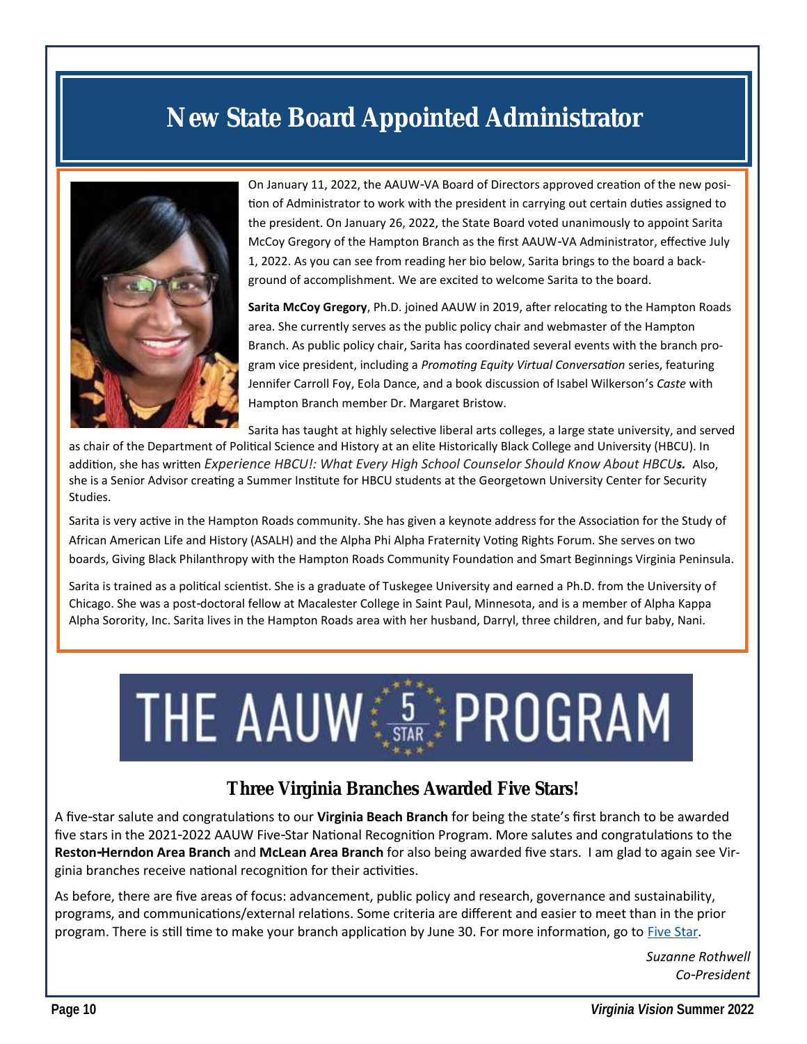# New State Board Appointed Administrator

On January 11, 2022, the AAUW-VA Board of Directors approved creation of the new position of Administrator to work with the president in carrying out certain duties assigned to the president. On January 26, 2022, the State Board voted unanimously to appoint Sarita McCoy Gregory of the Hampton Branch as the first AAUW-VA Administrator, effective July 1, 2022. As you can see from reading her bio below, Sarita brings to the board a background of accomplishment. We are excited to welcome Sarita to the board.

**Sarita McCoy Gregory**, Ph.D. joined AAUW in 2019, after relocating to the Hampton Roads area. She currently serves as the public policy chair and webmaster of the Hampton Branch. As public policy chair, Sarita has coordinated several events with the branch program vice president, including a *Promoting Equity Virtual Conversation* series, featuring Jennifer Carroll Foy, Eola Dance, and a book discussion of Isabel Wilkerson's *Caste* with Hampton Branch member Dr. Margaret Bristow.

Sarita has taught at highly selective liberal arts colleges, a large state university, and served as chair of the Department of Political Science and History at an elite Historically Black College and University (HBCU). In addition, she has written *Experience HBCU!: What Every High School Counselor Should Know About HBCUs.* Also, she is a Senior Advisor creating a Summer Institute for HBCU students at the Georgetown University Center for Security Studies.

Sarita is very active in the Hampton Roads community. She has given a keynote address for the Association for the Study of African American Life and History (ASALH) and the Alpha Phi Alpha Fraternity Voting Rights Forum. She serves on two boards, Giving Black Philanthropy with the Hampton Roads Community Foundation and Smart Beginnings Virginia Peninsula.

Sarita is trained as a political scientist. She is a graduate of Tuskegee University and earned a Ph.D. from the University of Chicago. She was a post-doctoral fellow at Macalester College in Saint Paul, Minnesota, and is a member of Alpha Kappa Alpha Sorority, Inc. Sarita lives in the Hampton Roads area with her husband, Darryl, three children, and fur baby, Nani.

THE AAUW 5 STAR PROGRAM

## Three Virginia Branches Awarded Five Stars!

A five-star salute and congratulations to our **Virginia Beach Branch** for being the state's first branch to be awarded five stars in the 2021-2022 AAUW Five-Star National Recognition Program. More salutes and congratulations to the **Reston-Herndon Area Branch** and **McLean Area Branch** for also being awarded five stars. I am glad to again see Virginia branches receive national recognition for their activities.

As before, there are five areas of focus: advancement, public policy and research, governance and sustainability, programs, and communications/external relations. Some criteria are different and easier to meet than in the prior program. There is still time to make your branch application by June 30. For more information, go to Five Star.

*Suzanne Rothwell*
*Co-President*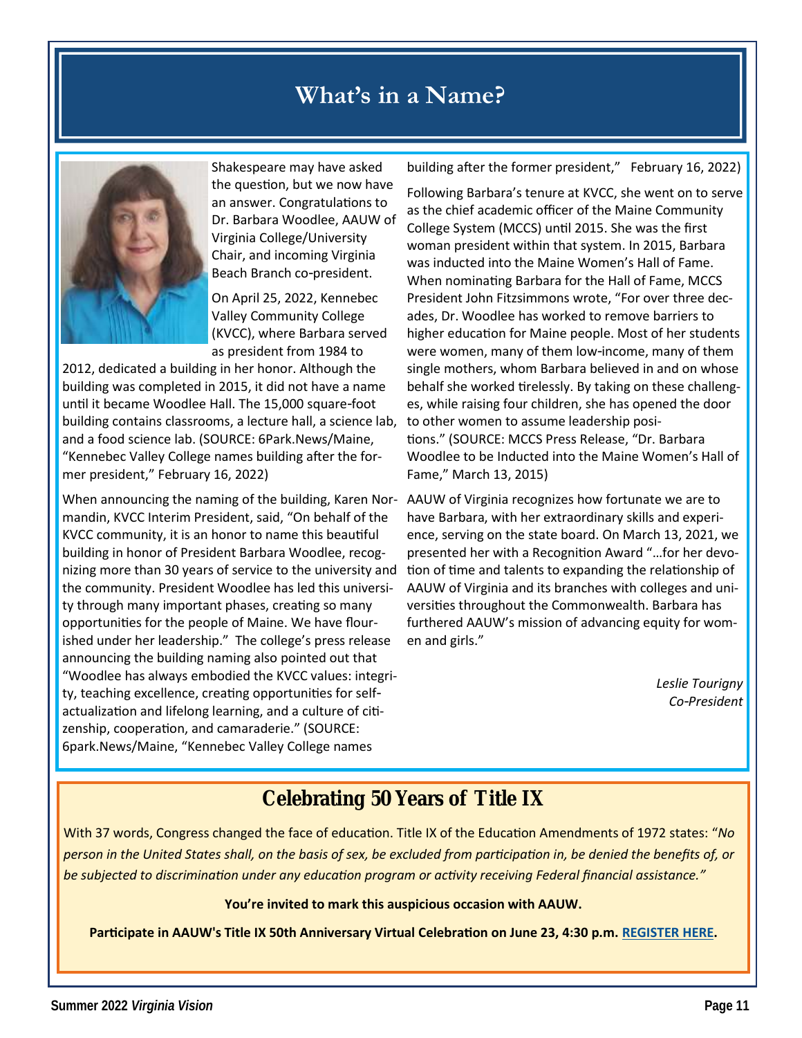# What's in a Name?

Shakespeare may have asked the question, but we now have an answer. Congratulations to Dr. Barbara Woodlee, AAUW of Virginia College/University Chair, and incoming Virginia Beach Branch co-president.

On April 25, 2022, Kennebec Valley Community College (KVCC), where Barbara served as president from 1984 to 2012, dedicated a building in her honor. Although the building was completed in 2015, it did not have a name until it became Woodlee Hall. The 15,000 square-foot building contains classrooms, a lecture hall, a science lab, and a food science lab. (SOURCE: 6Park.News/Maine, "Kennebec Valley College names building after the former president," February 16, 2022)

When announcing the naming of the building, Karen Normandin, KVCC Interim President, said, "On behalf of the KVCC community, it is an honor to name this beautiful building in honor of President Barbara Woodlee, recognizing more than 30 years of service to the university and the community. President Woodlee has led this university through many important phases, creating so many opportunities for the people of Maine. We have flourished under her leadership." The college's press release announcing the building naming also pointed out that "Woodlee has always embodied the KVCC values: integrity, teaching excellence, creating opportunities for self-actualization and lifelong learning, and a culture of citizenship, cooperation, and camaraderie." (SOURCE: 6park.News/Maine, "Kennebec Valley College names building after the former president," February 16, 2022)

Following Barbara's tenure at KVCC, she went on to serve as the chief academic officer of the Maine Community College System (MCCS) until 2015. She was the first woman president within that system. In 2015, Barbara was inducted into the Maine Women's Hall of Fame. When nominating Barbara for the Hall of Fame, MCCS President John Fitzsimmons wrote, "For over three decades, Dr. Woodlee has worked to remove barriers to higher education for Maine people. Most of her students were women, many of them low-income, many of them single mothers, whom Barbara believed in and on whose behalf she worked tirelessly. By taking on these challenges, while raising four children, she has opened the door to other women to assume leadership positions." (SOURCE: MCCS Press Release, "Dr. Barbara Woodlee to be Inducted into the Maine Women's Hall of Fame," March 13, 2015)

AAUW of Virginia recognizes how fortunate we are to have Barbara, with her extraordinary skills and experience, serving on the state board. On March 13, 2021, we presented her with a Recognition Award "…for her devotion of time and talents to expanding the relationship of AAUW of Virginia and its branches with colleges and universities throughout the Commonwealth. Barbara has furthered AAUW's mission of advancing equity for women and girls."

*Leslie Tourigny*
*Co-President*

## Celebrating 50 Years of Title IX

With 37 words, Congress changed the face of education. Title IX of the Education Amendments of 1972 states: "*No person in the United States shall, on the basis of sex, be excluded from participation in, be denied the benefits of, or be subjected to discrimination under any education program or activity receiving Federal financial assistance."*

**You're invited to mark this auspicious occasion with AAUW.**

**Participate in AAUW's Title IX 50th Anniversary Virtual Celebration on June 23, 4:30 p.m. REGISTER HERE.**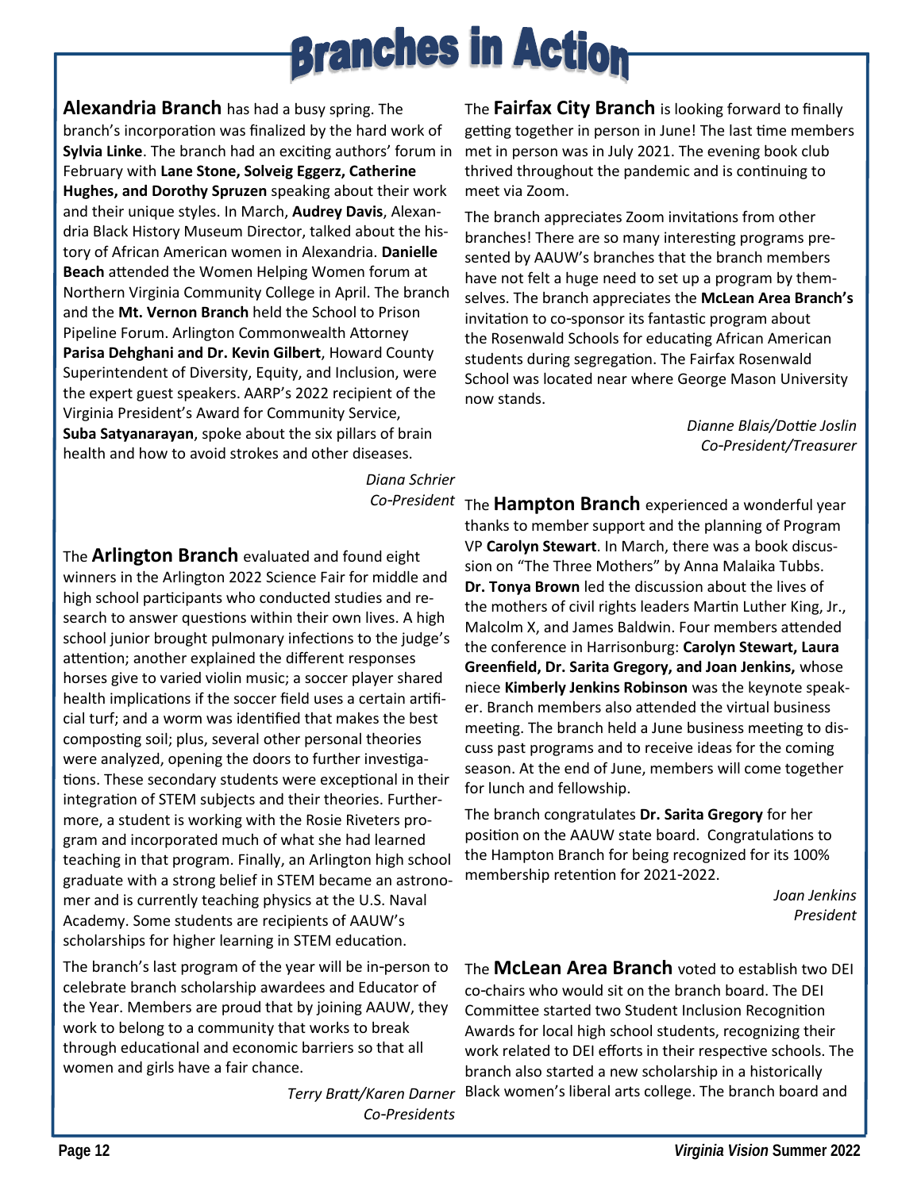# Branches in Action

**Alexandria Branch** has had a busy spring. The branch's incorporation was finalized by the hard work of **Sylvia Linke**. The branch had an exciting authors' forum in February with **Lane Stone, Solveig Eggerz, Catherine Hughes, and Dorothy Spruzen** speaking about their work and their unique styles. In March, **Audrey Davis**, Alexandria Black History Museum Director, talked about the history of African American women in Alexandria. **Danielle Beach** attended the Women Helping Women forum at Northern Virginia Community College in April. The branch and the **Mt. Vernon Branch** held the School to Prison Pipeline Forum. Arlington Commonwealth Attorney **Parisa Dehghani and Dr. Kevin Gilbert**, Howard County Superintendent of Diversity, Equity, and Inclusion, were the expert guest speakers. AARP's 2022 recipient of the Virginia President's Award for Community Service, **Suba Satyanarayan**, spoke about the six pillars of brain health and how to avoid strokes and other diseases.

*Diana Schrier*
*Co-President*

The **Arlington Branch** evaluated and found eight winners in the Arlington 2022 Science Fair for middle and high school participants who conducted studies and research to answer questions within their own lives. A high school junior brought pulmonary infections to the judge's attention; another explained the different responses horses give to varied violin music; a soccer player shared health implications if the soccer field uses a certain artificial turf; and a worm was identified that makes the best composting soil; plus, several other personal theories were analyzed, opening the doors to further investigations. These secondary students were exceptional in their integration of STEM subjects and their theories. Furthermore, a student is working with the Rosie Riveters program and incorporated much of what she had learned teaching in that program. Finally, an Arlington high school graduate with a strong belief in STEM became an astronomer and is currently teaching physics at the U.S. Naval Academy. Some students are recipients of AAUW's scholarships for higher learning in STEM education.

The branch's last program of the year will be in-person to celebrate branch scholarship awardees and Educator of the Year. Members are proud that by joining AAUW, they work to belong to a community that works to break through educational and economic barriers so that all women and girls have a fair chance.

*Terry Bratt/Karen Darner*
*Co-Presidents*

The **Fairfax City Branch** is looking forward to finally getting together in person in June! The last time members met in person was in July 2021. The evening book club thrived throughout the pandemic and is continuing to meet via Zoom.

The branch appreciates Zoom invitations from other branches! There are so many interesting programs presented by AAUW's branches that the branch members have not felt a huge need to set up a program by themselves. The branch appreciates the **McLean Area Branch's** invitation to co-sponsor its fantastic program about the Rosenwald Schools for educating African American students during segregation. The Fairfax Rosenwald School was located near where George Mason University now stands.

*Dianne Blais/Dottie Joslin*
*Co-President/Treasurer*

The **Hampton Branch** experienced a wonderful year thanks to member support and the planning of Program VP **Carolyn Stewart**. In March, there was a book discussion on "The Three Mothers" by Anna Malaika Tubbs. **Dr. Tonya Brown** led the discussion about the lives of the mothers of civil rights leaders Martin Luther King, Jr., Malcolm X, and James Baldwin. Four members attended the conference in Harrisonburg: **Carolyn Stewart, Laura Greenfield, Dr. Sarita Gregory, and Joan Jenkins,** whose niece **Kimberly Jenkins Robinson** was the keynote speaker. Branch members also attended the virtual business meeting. The branch held a June business meeting to discuss past programs and to receive ideas for the coming season. At the end of June, members will come together for lunch and fellowship.

The branch congratulates **Dr. Sarita Gregory** for her position on the AAUW state board. Congratulations to the Hampton Branch for being recognized for its 100% membership retention for 2021-2022.

*Joan Jenkins*
*President*

The **McLean Area Branch** voted to establish two DEI co-chairs who would sit on the branch board. The DEI Committee started two Student Inclusion Recognition Awards for local high school students, recognizing their work related to DEI efforts in their respective schools. The branch also started a new scholarship in a historically Black women's liberal arts college. The branch board and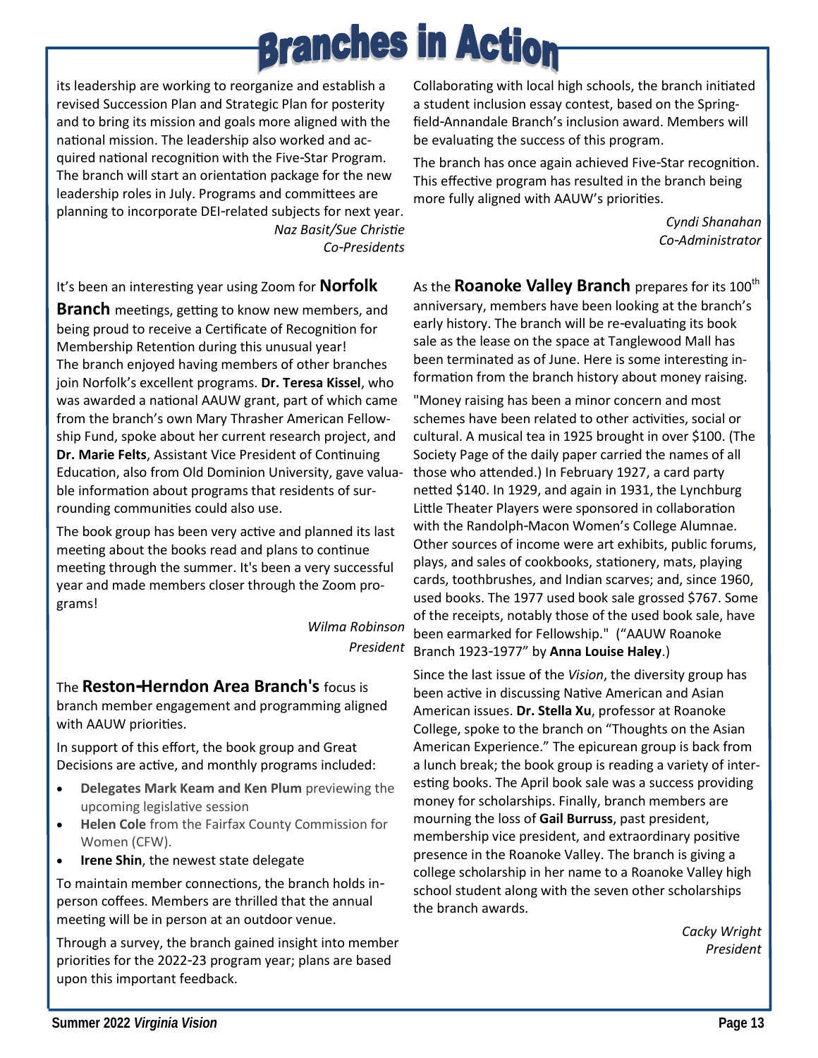# Branches in Action

its leadership are working to reorganize and establish a revised Succession Plan and Strategic Plan for posterity and to bring its mission and goals more aligned with the national mission. The leadership also worked and acquired national recognition with the Five-Star Program. The branch will start an orientation package for the new leadership roles in July. Programs and committees are planning to incorporate DEI-related subjects for next year.

*Naz Basit/Sue Christie*
*Co-Presidents*

It's been an interesting year using Zoom for **Norfolk Branch** meetings, getting to know new members, and being proud to receive a Certificate of Recognition for Membership Retention during this unusual year! The branch enjoyed having members of other branches join Norfolk's excellent programs. **Dr. Teresa Kissel**, who was awarded a national AAUW grant, part of which came from the branch's own Mary Thrasher American Fellowship Fund, spoke about her current research project, and **Dr. Marie Felts**, Assistant Vice President of Continuing Education, also from Old Dominion University, gave valuable information about programs that residents of surrounding communities could also use.

The book group has been very active and planned its last meeting about the books read and plans to continue meeting through the summer. It's been a very successful year and made members closer through the Zoom programs!

*Wilma Robinson*
*President*

The **Reston-Herndon Area Branch's** focus is branch member engagement and programming aligned with AAUW priorities.

In support of this effort, the book group and Great Decisions are active, and monthly programs included:

- **Delegates Mark Keam and Ken Plum** previewing the upcoming legislative session
- **Helen Cole** from the Fairfax County Commission for Women (CFW).
- **Irene Shin**, the newest state delegate

To maintain member connections, the branch holds in-person coffees. Members are thrilled that the annual meeting will be in person at an outdoor venue.

Through a survey, the branch gained insight into member priorities for the 2022-23 program year; plans are based upon this important feedback.

Collaborating with local high schools, the branch initiated a student inclusion essay contest, based on the Springfield-Annandale Branch's inclusion award. Members will be evaluating the success of this program.

The branch has once again achieved Five-Star recognition. This effective program has resulted in the branch being more fully aligned with AAUW's priorities.

*Cyndi Shanahan*
*Co-Administrator*

As the **Roanoke Valley Branch** prepares for its 100th anniversary, members have been looking at the branch's early history. The branch will be re-evaluating its book sale as the lease on the space at Tanglewood Mall has been terminated as of June. Here is some interesting information from the branch history about money raising.

"Money raising has been a minor concern and most schemes have been related to other activities, social or cultural. A musical tea in 1925 brought in over $100. (The Society Page of the daily paper carried the names of all those who attended.) In February 1927, a card party netted $140. In 1929, and again in 1931, the Lynchburg Little Theater Players were sponsored in collaboration with the Randolph-Macon Women's College Alumnae. Other sources of income were art exhibits, public forums, plays, and sales of cookbooks, stationery, mats, playing cards, toothbrushes, and Indian scarves; and, since 1960, used books. The 1977 used book sale grossed $767. Some of the receipts, notably those of the used book sale, have been earmarked for Fellowship." ("AAUW Roanoke Branch 1923-1977" by **Anna Louise Haley**.)

Since the last issue of the *Vision*, the diversity group has been active in discussing Native American and Asian American issues. **Dr. Stella Xu**, professor at Roanoke College, spoke to the branch on "Thoughts on the Asian American Experience." The epicurean group is back from a lunch break; the book group is reading a variety of interesting books. The April book sale was a success providing money for scholarships. Finally, branch members are mourning the loss of **Gail Burruss**, past president, membership vice president, and extraordinary positive presence in the Roanoke Valley. The branch is giving a college scholarship in her name to a Roanoke Valley high school student along with the seven other scholarships the branch awards.

*Cacky Wright*
*President*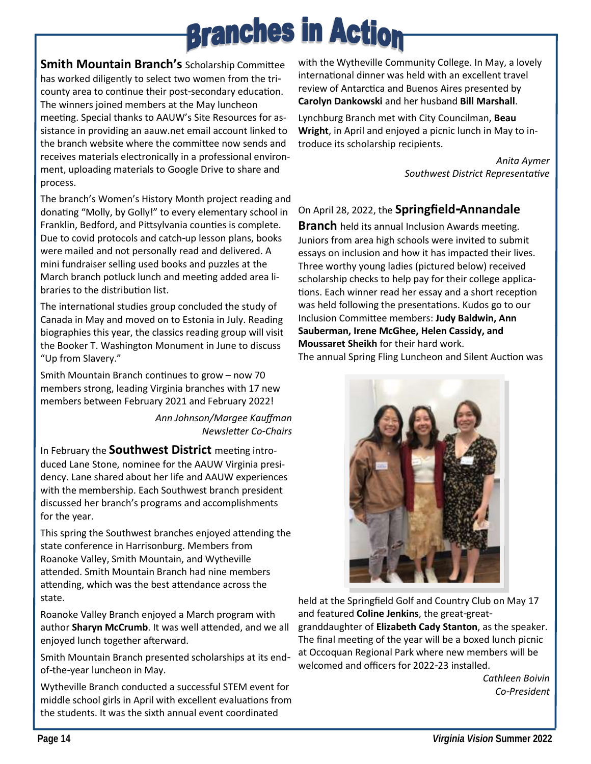# Branches in Action

**Smith Mountain Branch's** Scholarship Committee has worked diligently to select two women from the tri-county area to continue their post-secondary education. The winners joined members at the May luncheon meeting. Special thanks to AAUW's Site Resources for assistance in providing an aauw.net email account linked to the branch website where the committee now sends and receives materials electronically in a professional environment, uploading materials to Google Drive to share and process.

The branch's Women's History Month project reading and donating "Molly, by Golly!" to every elementary school in Franklin, Bedford, and Pittsylvania counties is complete. Due to covid protocols and catch-up lesson plans, books were mailed and not personally read and delivered. A mini fundraiser selling used books and puzzles at the March branch potluck lunch and meeting added area libraries to the distribution list.

The international studies group concluded the study of Canada in May and moved on to Estonia in July. Reading biographies this year, the classics reading group will visit the Booker T. Washington Monument in June to discuss "Up from Slavery."

Smith Mountain Branch continues to grow – now 70 members strong, leading Virginia branches with 17 new members between February 2021 and February 2022!

*Ann Johnson/Margee Kauffman*
*Newsletter Co-Chairs*

In February the **Southwest District** meeting introduced Lane Stone, nominee for the AAUW Virginia presidency. Lane shared about her life and AAUW experiences with the membership. Each Southwest branch president discussed her branch's programs and accomplishments for the year.

This spring the Southwest branches enjoyed attending the state conference in Harrisonburg. Members from Roanoke Valley, Smith Mountain, and Wytheville attended. Smith Mountain Branch had nine members attending, which was the best attendance across the state.

Roanoke Valley Branch enjoyed a March program with author **Sharyn McCrumb**. It was well attended, and we all enjoyed lunch together afterward.

Smith Mountain Branch presented scholarships at its end-of-the-year luncheon in May.

Wytheville Branch conducted a successful STEM event for middle school girls in April with excellent evaluations from the students. It was the sixth annual event coordinated with the Wytheville Community College. In May, a lovely international dinner was held with an excellent travel review of Antarctica and Buenos Aires presented by **Carolyn Dankowski** and her husband **Bill Marshall**.

Lynchburg Branch met with City Councilman, **Beau Wright**, in April and enjoyed a picnic lunch in May to introduce its scholarship recipients.

*Anita Aymer*
*Southwest District Representative*

On April 28, 2022, the **Springfield-Annandale Branch** held its annual Inclusion Awards meeting. Juniors from area high schools were invited to submit essays on inclusion and how it has impacted their lives. Three worthy young ladies (pictured below) received scholarship checks to help pay for their college applications. Each winner read her essay and a short reception was held following the presentations. Kudos go to our Inclusion Committee members: **Judy Baldwin, Ann Sauberman, Irene McGhee, Helen Cassidy, and Moussaret Sheikh** for their hard work.

The annual Spring Fling Luncheon and Silent Auction was held at the Springfield Golf and Country Club on May 17 and featured **Coline Jenkins**, the great-great-granddaughter of **Elizabeth Cady Stanton**, as the speaker. The final meeting of the year will be a boxed lunch picnic at Occoquan Regional Park where new members will be welcomed and officers for 2022-23 installed.

*Cathleen Boivin*
*Co-President*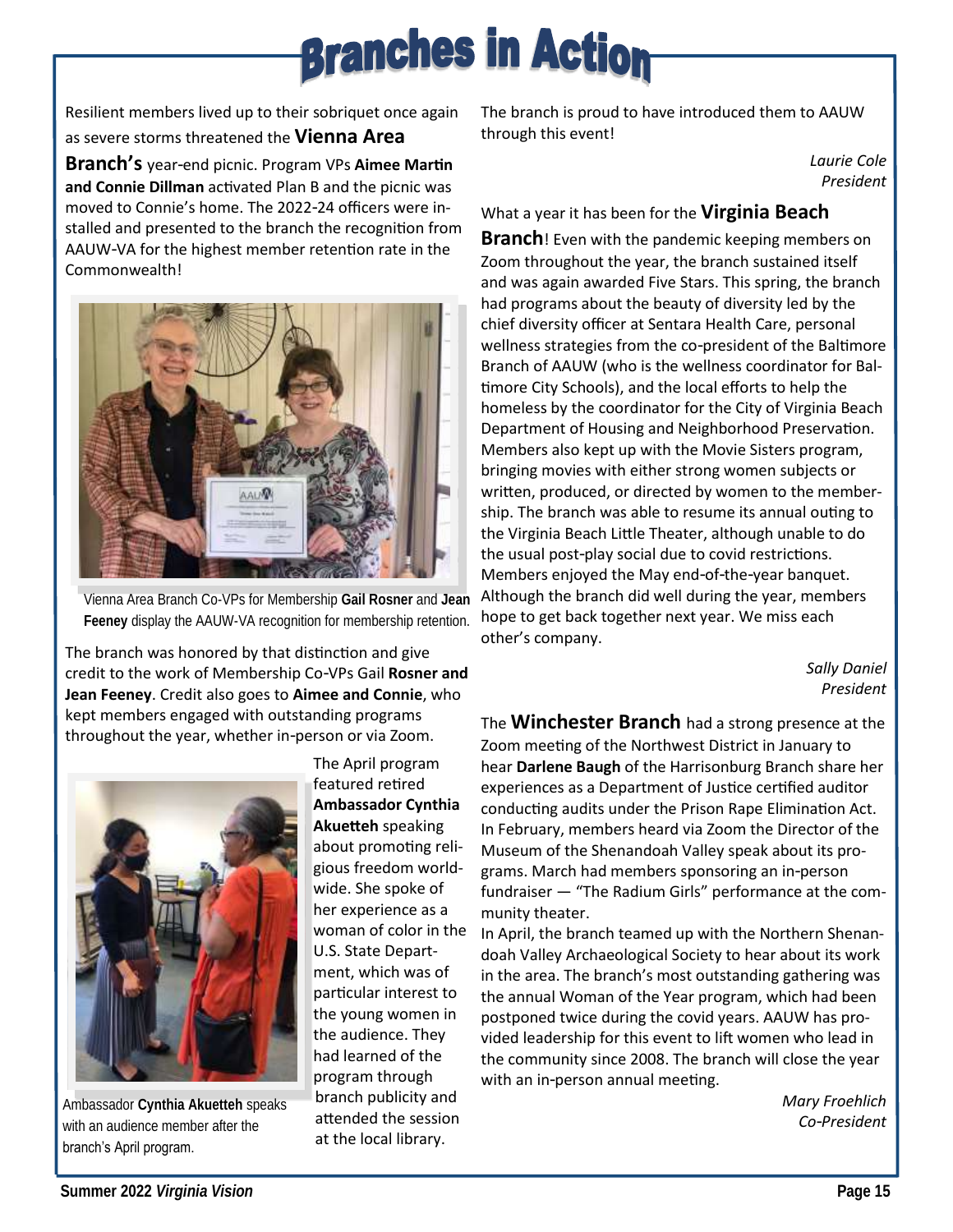# Branches in Action

Resilient members lived up to their sobriquet once again as severe storms threatened the **Vienna Area Branch's** year-end picnic. Program VPs **Aimee Martin and Connie Dillman** activated Plan B and the picnic was moved to Connie's home. The 2022-24 officers were installed and presented to the branch the recognition from AAUW-VA for the highest member retention rate in the Commonwealth!

Vienna Area Branch Co-VPs for Membership **Gail Rosner** and **Jean Feeney** display the AAUW-VA recognition for membership retention.

The branch was honored by that distinction and give credit to the work of Membership Co-VPs Gail **Rosner and Jean Feeney**. Credit also goes to **Aimee and Connie**, who kept members engaged with outstanding programs throughout the year, whether in-person or via Zoom.

The April program featured retired **Ambassador Cynthia Akuetteh** speaking about promoting religious freedom worldwide. She spoke of her experience as a woman of color in the U.S. State Department, which was of particular interest to the young women in the audience. They had learned of the program through branch publicity and attended the session at the local library.

Ambassador **Cynthia Akuetteh** speaks with an audience member after the branch's April program.

The branch is proud to have introduced them to AAUW through this event!

*Laurie Cole*
*President*

What a year it has been for the **Virginia Beach Branch**! Even with the pandemic keeping members on Zoom throughout the year, the branch sustained itself and was again awarded Five Stars. This spring, the branch had programs about the beauty of diversity led by the chief diversity officer at Sentara Health Care, personal wellness strategies from the co-president of the Baltimore Branch of AAUW (who is the wellness coordinator for Baltimore City Schools), and the local efforts to help the homeless by the coordinator for the City of Virginia Beach Department of Housing and Neighborhood Preservation. Members also kept up with the Movie Sisters program, bringing movies with either strong women subjects or written, produced, or directed by women to the membership. The branch was able to resume its annual outing to the Virginia Beach Little Theater, although unable to do the usual post-play social due to covid restrictions. Members enjoyed the May end-of-the-year banquet. Although the branch did well during the year, members hope to get back together next year. We miss each other's company.

*Sally Daniel*
*President*

The **Winchester Branch** had a strong presence at the Zoom meeting of the Northwest District in January to hear **Darlene Baugh** of the Harrisonburg Branch share her experiences as a Department of Justice certified auditor conducting audits under the Prison Rape Elimination Act. In February, members heard via Zoom the Director of the Museum of the Shenandoah Valley speak about its programs. March had members sponsoring an in-person fundraiser — "The Radium Girls" performance at the community theater.

In April, the branch teamed up with the Northern Shenandoah Valley Archaeological Society to hear about its work in the area. The branch's most outstanding gathering was the annual Woman of the Year program, which had been postponed twice during the covid years. AAUW has provided leadership for this event to lift women who lead in the community since 2008. The branch will close the year with an in-person annual meeting.

*Mary Froehlich*
*Co-President*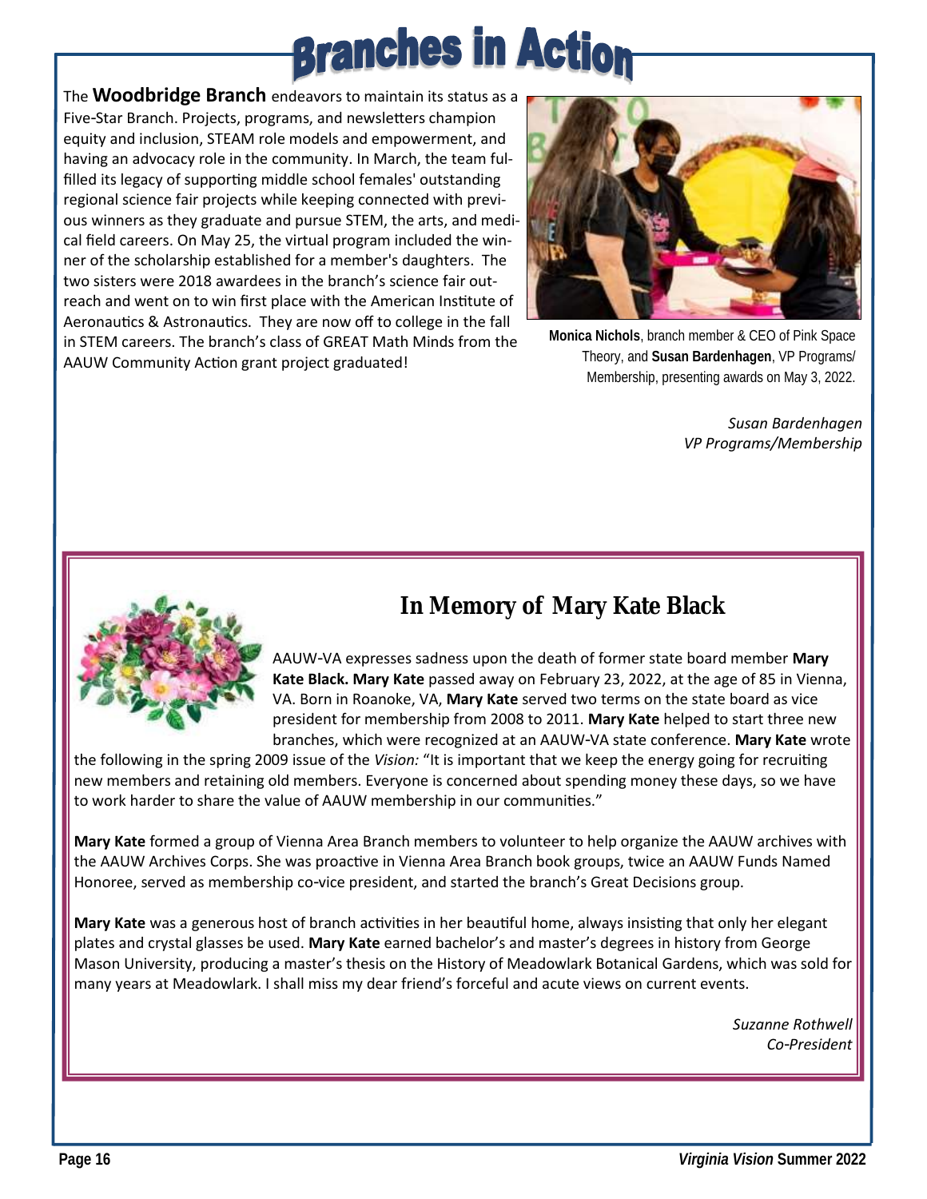# Branches in Action

The **Woodbridge Branch** endeavors to maintain its status as a Five-Star Branch. Projects, programs, and newsletters champion equity and inclusion, STEAM role models and empowerment, and having an advocacy role in the community. In March, the team fulfilled its legacy of supporting middle school females' outstanding regional science fair projects while keeping connected with previous winners as they graduate and pursue STEM, the arts, and medical field careers. On May 25, the virtual program included the winner of the scholarship established for a member's daughters. The two sisters were 2018 awardees in the branch's science fair outreach and went on to win first place with the American Institute of Aeronautics & Astronautics. They are now off to college in the fall in STEM careers. The branch's class of GREAT Math Minds from the AAUW Community Action grant project graduated!

**Monica Nichols**, branch member & CEO of Pink Space Theory, and **Susan Bardenhagen**, VP Programs/Membership, presenting awards on May 3, 2022.

*Susan Bardenhagen*
*VP Programs/Membership*

## In Memory of Mary Kate Black

AAUW-VA expresses sadness upon the death of former state board member **Mary Kate Black. Mary Kate** passed away on February 23, 2022, at the age of 85 in Vienna, VA. Born in Roanoke, VA, **Mary Kate** served two terms on the state board as vice president for membership from 2008 to 2011. **Mary Kate** helped to start three new branches, which were recognized at an AAUW-VA state conference. **Mary Kate** wrote the following in the spring 2009 issue of the *Vision:* "It is important that we keep the energy going for recruiting new members and retaining old members. Everyone is concerned about spending money these days, so we have to work harder to share the value of AAUW membership in our communities."

**Mary Kate** formed a group of Vienna Area Branch members to volunteer to help organize the AAUW archives with the AAUW Archives Corps. She was proactive in Vienna Area Branch book groups, twice an AAUW Funds Named Honoree, served as membership co-vice president, and started the branch's Great Decisions group.

**Mary Kate** was a generous host of branch activities in her beautiful home, always insisting that only her elegant plates and crystal glasses be used. **Mary Kate** earned bachelor's and master's degrees in history from George Mason University, producing a master's thesis on the History of Meadowlark Botanical Gardens, which was sold for many years at Meadowlark. I shall miss my dear friend's forceful and acute views on current events.

*Suzanne Rothwell*
*Co-President*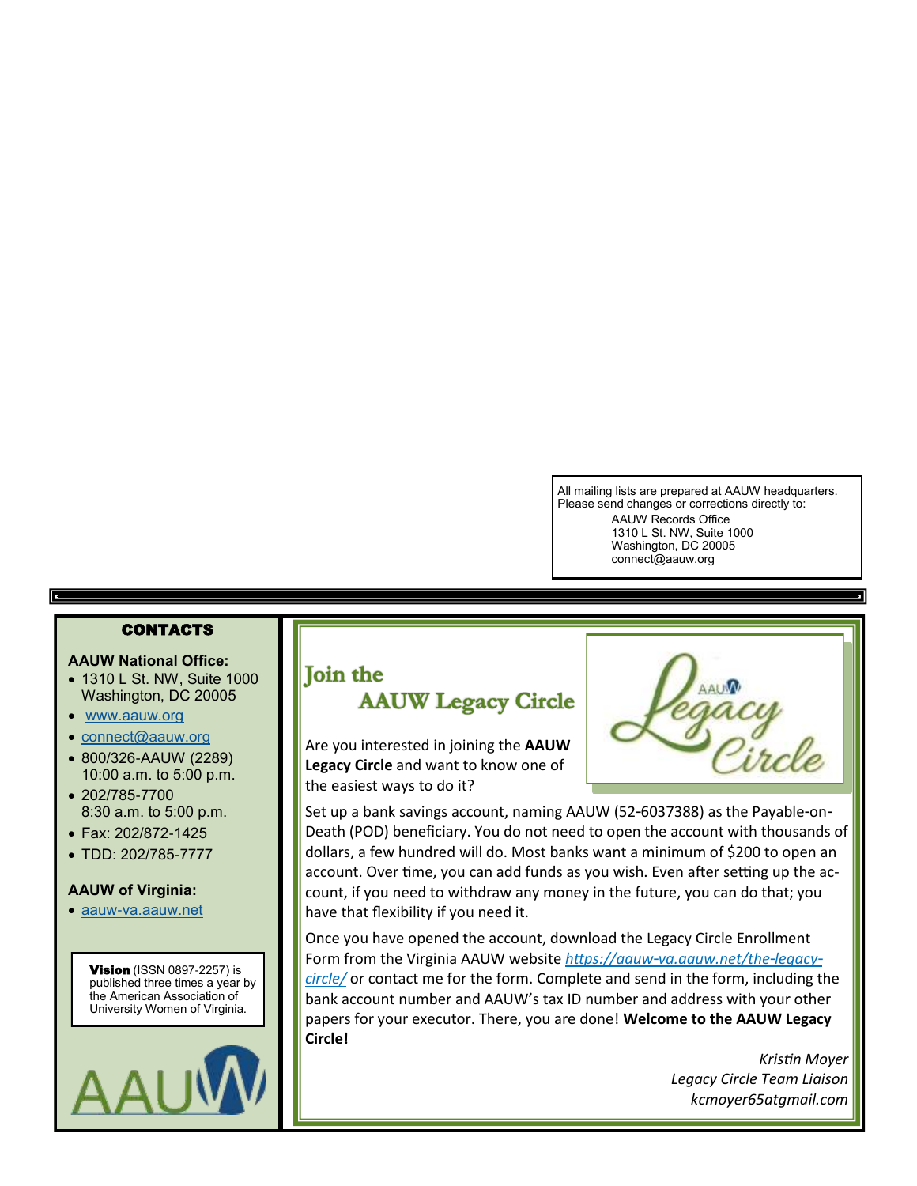All mailing lists are prepared at AAUW headquarters. Please send changes or corrections directly to:

AAUW Records Office
1310 L St. NW, Suite 1000
Washington, DC 20005
connect@aauw.org

**CONTACTS**

**AAUW National Office:**

- 1310 L St. NW, Suite 1000 Washington, DC 20005
- www.aauw.org
- connect@aauw.org
- 800/326-AAUW (2289) 10:00 a.m. to 5:00 p.m.
- 202/785-7700 8:30 a.m. to 5:00 p.m.
- Fax: 202/872-1425
- TDD: 202/785-7777

**AAUW of Virginia:**

- aauw-va.aauw.net

**Vision** (ISSN 0897-2257) is published three times a year by the American Association of University Women of Virginia.

# Join the AAUW Legacy Circle

Are you interested in joining the **AAUW Legacy Circle** and want to know one of the easiest ways to do it?

Set up a bank savings account, naming AAUW (52-6037388) as the Payable-on-Death (POD) beneficiary. You do not need to open the account with thousands of dollars, a few hundred will do. Most banks want a minimum of $200 to open an account. Over time, you can add funds as you wish. Even after setting up the account, if you need to withdraw any money in the future, you can do that; you have that flexibility if you need it.

Once you have opened the account, download the Legacy Circle Enrollment Form from the Virginia AAUW website *https://aauw-va.aauw.net/the-legacy-circle/* or contact me for the form. Complete and send in the form, including the bank account number and AAUW's tax ID number and address with your other papers for your executor. There, you are done! **Welcome to the AAUW Legacy Circle!**

*Kristin Moyer*
*Legacy Circle Team Liaison*
*kcmoyer65atgmail.com*